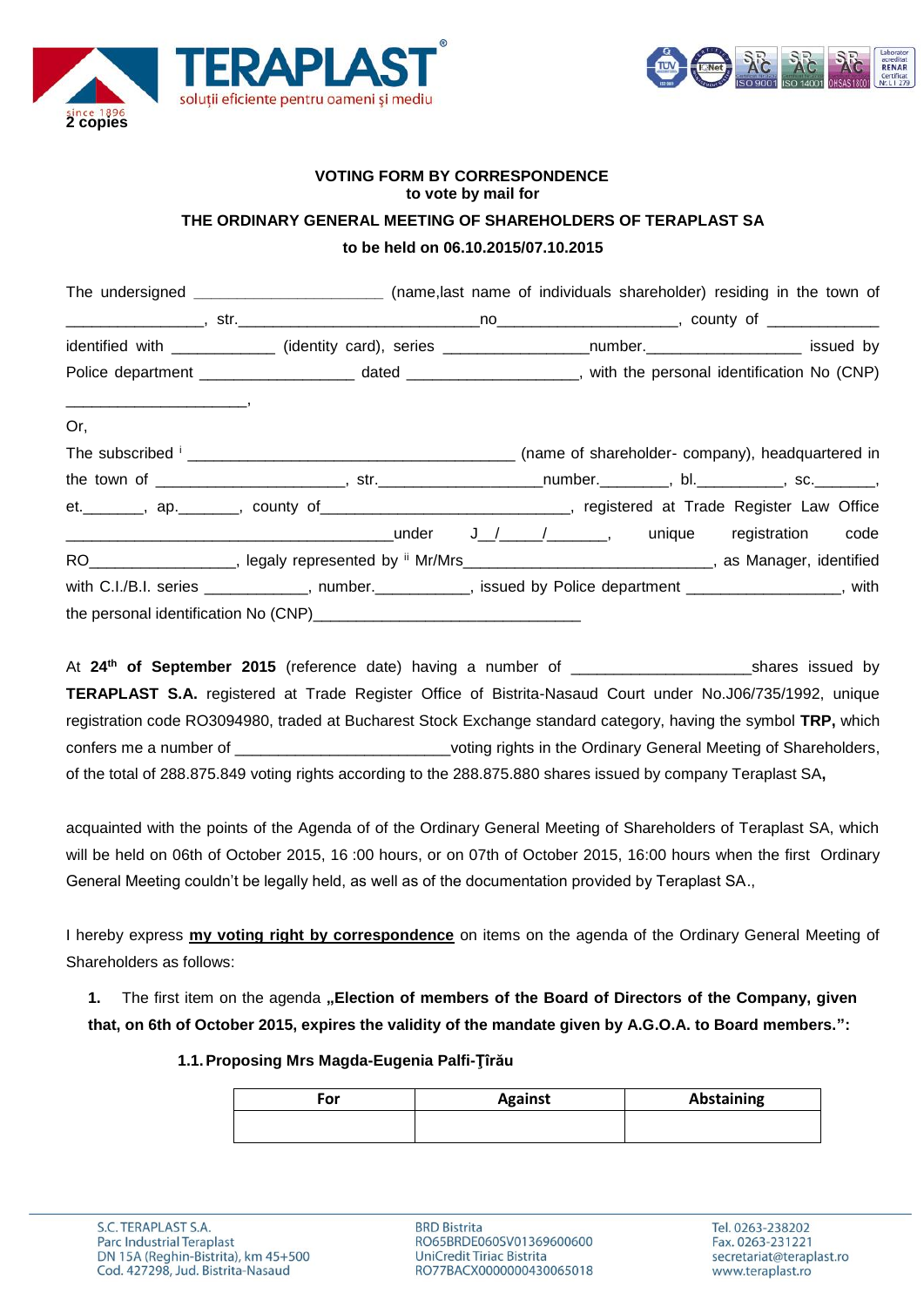2 copies

**VOTING FORM BY CORRESPONDENCE**
**to vote by mail for**

**THE ORDINARY GENERAL MEETING OF SHAREHOLDERS OF TERAPLAST SA**

**to be held on 06.10.2015/07.10.2015**

The undersigned ______________________ (name,last name of individuals shareholder) residing in the town of ________________, str.____________________________no____________________, county of _____________ identified with ____________ (identity card), series ________________number._________________ issued by Police department __________________ dated ____________________, with the personal identification No (CNP) _____________________,

Or,

The subscribed [i] ______________________________________ (name of shareholder- company), headquartered in the town of ______________________, str.___________________number.________, bl.__________, sc._______, et._______, ap._______, county of____________________________, registered at Trade Register Law Office ______________________________________under J__/_____/_______, unique registration code RO________________, legaly represented by [ii] Mr/Mrs______________________________, as Manager, identified with C.I./B.I. series ____________, number.___________, issued by Police department _________________, with the personal identification No (CNP)_______________________________

At **24th of September 2015** (reference date) having a number of ____________________shares issued by **TERAPLAST S.A.** registered at Trade Register Office of Bistrita-Nasaud Court under No.J06/735/1992, unique registration code RO3094980, traded at Bucharest Stock Exchange standard category, having the symbol **TRP,** which confers me a number of ________________________voting rights in the Ordinary General Meeting of Shareholders, of the total of 288.875.849 voting rights according to the 288.875.880 shares issued by company Teraplast SA**,**

acquainted with the points of the Agenda of of the Ordinary General Meeting of Shareholders of Teraplast SA, which will be held on 06th of October 2015, 16 :00 hours, or on 07th of October 2015, 16:00 hours when the first Ordinary General Meeting couldn't be legally held, as well as of the documentation provided by Teraplast SA.,

I hereby express **my voting right by correspondence** on items on the agenda of the Ordinary General Meeting of Shareholders as follows:

**1.** The first item on the agenda **„Election of members of the Board of Directors of the Company, given that, on 6th of October 2015, expires the validity of the mandate given by A.G.O.A. to Board members.":**

**1.1. Proposing Mrs Magda-Eugenia Palfi-Ţîrău**

| For | Against | Abstaining |
|---|---|---|
| | | |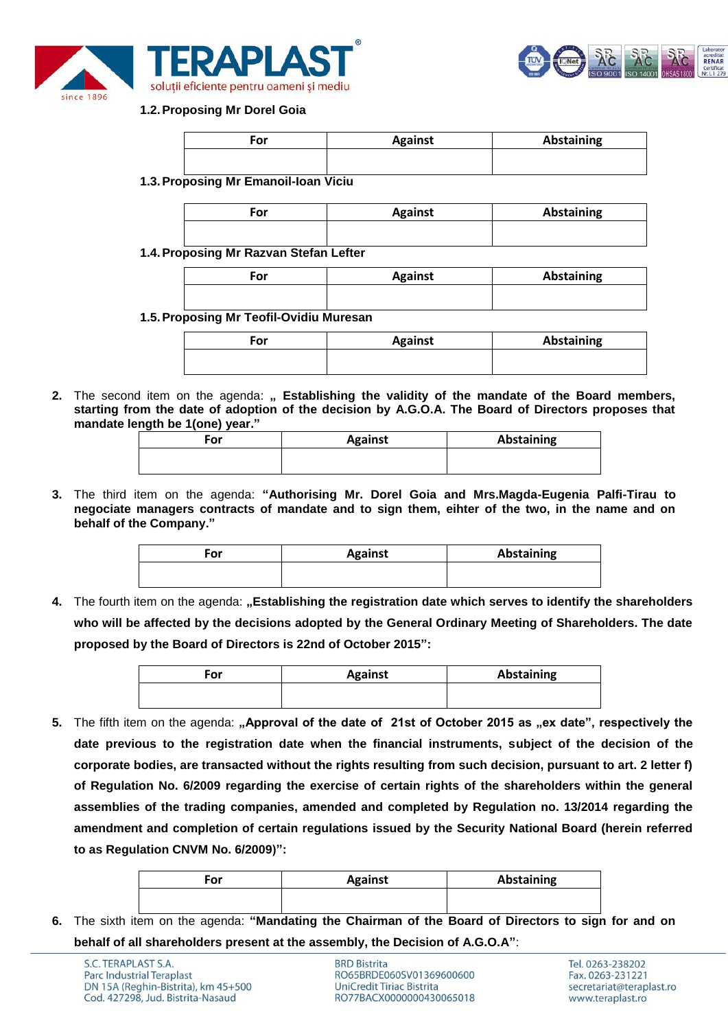**1.2. Proposing Mr Dorel Goia**

| For | Against | Abstaining |
| --- | --- | --- |
| | | |

**1.3. Proposing Mr Emanoil-Ioan Viciu**

| For | Against | Abstaining |
| --- | --- | --- |
| | | |

**1.4. Proposing Mr Razvan Stefan Lefter**

| For | Against | Abstaining |
| --- | --- | --- |
| | | |

**1.5. Proposing Mr Teofil-Ovidiu Muresan**

| For | Against | Abstaining |
| --- | --- | --- |
| | | |

2. The second item on the agenda: **„ Establishing the validity of the mandate of the Board members, starting from the date of adoption of the decision by A.G.O.A. The Board of Directors proposes that mandate length be 1(one) year."**

| For | Against | Abstaining |
| --- | --- | --- |
| | | |

3. The third item on the agenda: **"Authorising Mr. Dorel Goia and Mrs.Magda-Eugenia Palfi-Tirau to negociate managers contracts of mandate and to sign them, eihter of the two, in the name and on behalf of the Company."**

| For | Against | Abstaining |
| --- | --- | --- |
| | | |

4. The fourth item on the agenda: **„Establishing the registration date which serves to identify the shareholders who will be affected by the decisions adopted by the General Ordinary Meeting of Shareholders. The date proposed by the Board of Directors is 22nd of October 2015":**

| For | Against | Abstaining |
| --- | --- | --- |
| | | |

5. The fifth item on the agenda: **„Approval of the date of 21st of October 2015 as „ex date", respectively the date previous to the registration date when the financial instruments, subject of the decision of the corporate bodies, are transacted without the rights resulting from such decision, pursuant to art. 2 letter f) of Regulation No. 6/2009 regarding the exercise of certain rights of the shareholders within the general assemblies of the trading companies, amended and completed by Regulation no. 13/2014 regarding the amendment and completion of certain regulations issued by the Security National Board (herein referred to as Regulation CNVM No. 6/2009)":**

| For | Against | Abstaining |
| --- | --- | --- |
| | | |

6. The sixth item on the agenda: **"Mandating the Chairman of the Board of Directors to sign for and on behalf of all shareholders present at the assembly, the Decision of A.G.O.A"**: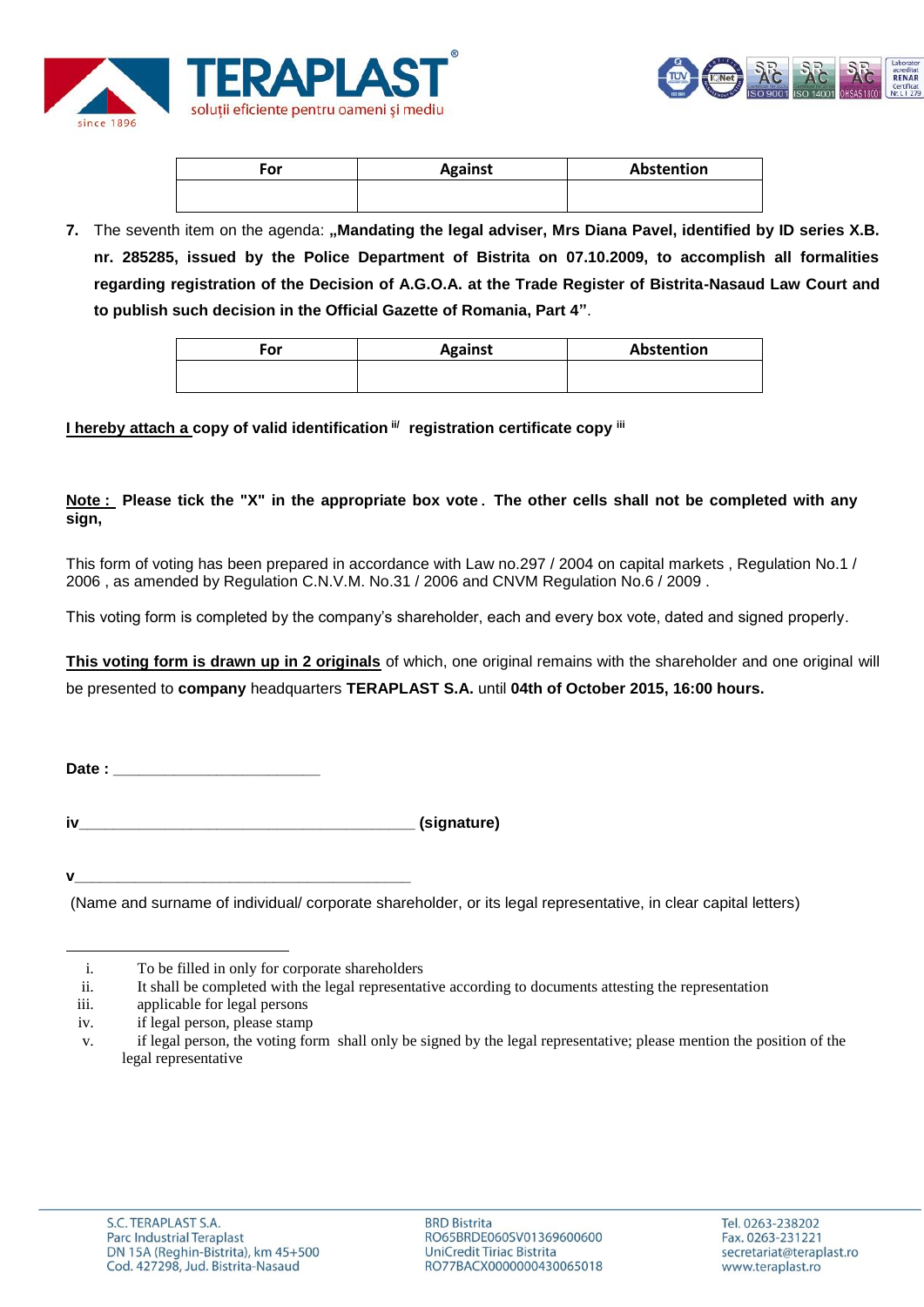| For | Against | Abstention |
|---|---|---|
| | | |

**7.** The seventh item on the agenda: **„Mandating the legal adviser, Mrs Diana Pavel, identified by ID series X.B. nr. 285285, issued by the Police Department of Bistrita on 07.10.2009, to accomplish all formalities regarding registration of the Decision of A.G.O.A. at the Trade Register of Bistrita-Nasaud Law Court and to publish such decision in the Official Gazette of Romania, Part 4"**.

| For | Against | Abstention |
|---|---|---|
| | | |

**I hereby attach a copy of valid identification [ii]/ registration certificate copy [iii]**

**Note : Please tick the "X" in the appropriate box vote. The other cells shall not be completed with any sign,**

This form of voting has been prepared in accordance with Law no.297 / 2004 on capital markets , Regulation No.1 / 2006 , as amended by Regulation C.N.V.M. No.31 / 2006 and CNVM Regulation No.6 / 2009 .

This voting form is completed by the company's shareholder, each and every box vote, dated and signed properly.

**This voting form is drawn up in 2 originals** of which, one original remains with the shareholder and one original will be presented to **company** headquarters **TERAPLAST S.A.** until **04th of October 2015, 16:00 hours.**

**Date :** ________________________

**iv**________________________________________ **(signature)**

**v**________________________________________

(Name and surname of individual/ corporate shareholder, or its legal representative, in clear capital letters)

---

i. To be filled in only for corporate shareholders
ii. It shall be completed with the legal representative according to documents attesting the representation
iii. applicable for legal persons
iv. if legal person, please stamp
v. if legal person, the voting form shall only be signed by the legal representative; please mention the position of the legal representative